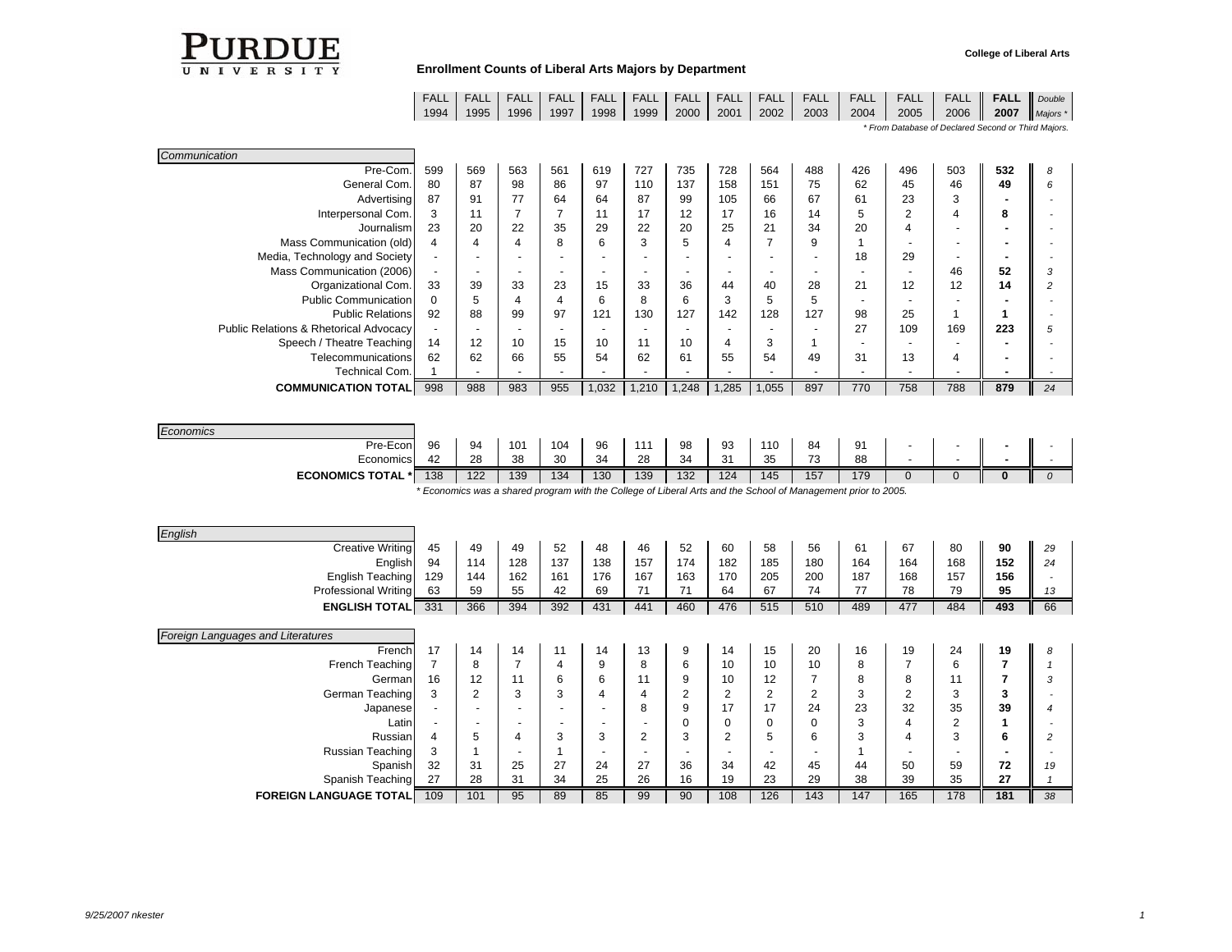PURDUE UNIVERSITY

College of Liberal Arts

## Enrollment Counts of Liberal Arts Majors by Department

| | FALL 1994 | FALL 1995 | FALL 1996 | FALL 1997 | FALL 1998 | FALL 1999 | FALL 2000 | FALL 2001 | FALL 2002 | FALL 2003 | FALL 2004 | FALL 2005 | FALL 2006 | **FALL 2007** | *Double Majors \** |
|---|---|---|---|---|---|---|---|---|---|---|---|---|---|---|---|

*\* From Database of Declared Second or Third Majors.*

| *Communication* | FALL 1994 | FALL 1995 | FALL 1996 | FALL 1997 | FALL 1998 | FALL 1999 | FALL 2000 | FALL 2001 | FALL 2002 | FALL 2003 | FALL 2004 | FALL 2005 | FALL 2006 | **FALL 2007** | *Double Majors \** |
|---|---|---|---|---|---|---|---|---|---|---|---|---|---|---|---|
| Pre-Com. | 599 | 569 | 563 | 561 | 619 | 727 | 735 | 728 | 564 | 488 | 426 | 496 | 503 | **532** | *8* |
| General Com. | 80 | 87 | 98 | 86 | 97 | 110 | 137 | 158 | 151 | 75 | 62 | 45 | 46 | **49** | *6* |
| Advertising | 87 | 91 | 77 | 64 | 64 | 87 | 99 | 105 | 66 | 67 | 61 | 23 | 3 | **-** | - |
| Interpersonal Com. | 3 | 11 | 7 | 7 | 11 | 17 | 12 | 17 | 16 | 14 | 5 | 2 | 4 | **8** | - |
| Journalism | 23 | 20 | 22 | 35 | 29 | 22 | 20 | 25 | 21 | 34 | 20 | 4 | - | **-** | - |
| Mass Communication (old) | 4 | 4 | 4 | 8 | 6 | 3 | 5 | 4 | 7 | 9 | 1 | - | - | **-** | - |
| Media, Technology and Society | - | - | - | - | - | - | - | - | - | - | 18 | 29 | - | **-** | - |
| Mass Communication (2006) | - | - | - | - | - | - | - | - | - | - | - | - | 46 | **52** | *3* |
| Organizational Com. | 33 | 39 | 33 | 23 | 15 | 33 | 36 | 44 | 40 | 28 | 21 | 12 | 12 | **14** | *2* |
| Public Communication | 0 | 5 | 4 | 4 | 6 | 8 | 6 | 3 | 5 | 5 | - | - | - | **-** | - |
| Public Relations | 92 | 88 | 99 | 97 | 121 | 130 | 127 | 142 | 128 | 127 | 98 | 25 | 1 | **1** | - |
| Public Relations & Rhetorical Advocacy | - | - | - | - | - | - | - | - | - | - | 27 | 109 | 169 | **223** | *5* |
| Speech / Theatre Teaching | 14 | 12 | 10 | 15 | 10 | 11 | 10 | 4 | 3 | 1 | - | - | - | **-** | - |
| Telecommunications | 62 | 62 | 66 | 55 | 54 | 62 | 61 | 55 | 54 | 49 | 31 | 13 | 4 | **-** | - |
| Technical Com. | 1 | - | - | - | - | - | - | - | - | - | - | - | - | **-** | - |
| **COMMUNICATION TOTAL** | 998 | 988 | 983 | 955 | 1,032 | 1,210 | 1,248 | 1,285 | 1,055 | 897 | 770 | 758 | 788 | **879** | *24* |

| *Economics* | FALL 1994 | FALL 1995 | FALL 1996 | FALL 1997 | FALL 1998 | FALL 1999 | FALL 2000 | FALL 2001 | FALL 2002 | FALL 2003 | FALL 2004 | FALL 2005 | FALL 2006 | **FALL 2007** | *Double Majors \** |
|---|---|---|---|---|---|---|---|---|---|---|---|---|---|---|---|
| Pre-Econ | 96 | 94 | 101 | 104 | 96 | 111 | 98 | 93 | 110 | 84 | 91 | - | - | **-** | - |
| Economics | 42 | 28 | 38 | 30 | 34 | 28 | 34 | 31 | 35 | 73 | 88 | - | - | **-** | - |
| **ECONOMICS TOTAL \*** | 138 | 122 | 139 | 134 | 130 | 139 | 132 | 124 | 145 | 157 | 179 | 0 | 0 | **0** | *0* |

*\* Economics was a shared program with the College of Liberal Arts and the School of Management prior to 2005.*

| *English* | FALL 1994 | FALL 1995 | FALL 1996 | FALL 1997 | FALL 1998 | FALL 1999 | FALL 2000 | FALL 2001 | FALL 2002 | FALL 2003 | FALL 2004 | FALL 2005 | FALL 2006 | **FALL 2007** | *Double Majors \** |
|---|---|---|---|---|---|---|---|---|---|---|---|---|---|---|---|
| Creative Writing | 45 | 49 | 49 | 52 | 48 | 46 | 52 | 60 | 58 | 56 | 61 | 67 | 80 | **90** | *29* |
| English | 94 | 114 | 128 | 137 | 138 | 157 | 174 | 182 | 185 | 180 | 164 | 164 | 168 | **152** | *24* |
| English Teaching | 129 | 144 | 162 | 161 | 176 | 167 | 163 | 170 | 205 | 200 | 187 | 168 | 157 | **156** | - |
| Professional Writing | 63 | 59 | 55 | 42 | 69 | 71 | 71 | 64 | 67 | 74 | 77 | 78 | 79 | **95** | *13* |
| **ENGLISH TOTAL** | 331 | 366 | 394 | 392 | 431 | 441 | 460 | 476 | 515 | 510 | 489 | 477 | 484 | **493** | 66 |

| *Foreign Languages and Literatures* | FALL 1994 | FALL 1995 | FALL 1996 | FALL 1997 | FALL 1998 | FALL 1999 | FALL 2000 | FALL 2001 | FALL 2002 | FALL 2003 | FALL 2004 | FALL 2005 | FALL 2006 | **FALL 2007** | *Double Majors \** |
|---|---|---|---|---|---|---|---|---|---|---|---|---|---|---|---|
| French | 17 | 14 | 14 | 11 | 14 | 13 | 9 | 14 | 15 | 20 | 16 | 19 | 24 | **19** | *8* |
| French Teaching | 7 | 8 | 7 | 4 | 9 | 8 | 6 | 10 | 10 | 10 | 8 | 7 | 6 | **7** | *1* |
| German | 16 | 12 | 11 | 6 | 6 | 11 | 9 | 10 | 12 | 7 | 8 | 8 | 11 | **7** | *3* |
| German Teaching | 3 | 2 | 3 | 3 | 4 | 4 | 2 | 2 | 2 | 2 | 3 | 2 | 3 | **3** | - |
| Japanese | - | - | - | - | - | 8 | 9 | 17 | 17 | 24 | 23 | 32 | 35 | **39** | *4* |
| Latin | - | - | - | - | - | - | 0 | 0 | 0 | 0 | 3 | 4 | 2 | **1** | - |
| Russian | 4 | 5 | 4 | 3 | 3 | 2 | 3 | 2 | 5 | 6 | 3 | 4 | 3 | **6** | *2* |
| Russian Teaching | 3 | 1 | - | 1 | - | - | - | - | - | - | 1 | - | - | **-** | - |
| Spanish | 32 | 31 | 25 | 27 | 24 | 27 | 36 | 34 | 42 | 45 | 44 | 50 | 59 | **72** | *19* |
| Spanish Teaching | 27 | 28 | 31 | 34 | 25 | 26 | 16 | 19 | 23 | 29 | 38 | 39 | 35 | **27** | *1* |
| **FOREIGN LANGUAGE TOTAL** | 109 | 101 | 95 | 89 | 85 | 99 | 90 | 108 | 126 | 143 | 147 | 165 | 178 | **181** | *38* |

9/25/2007 nkester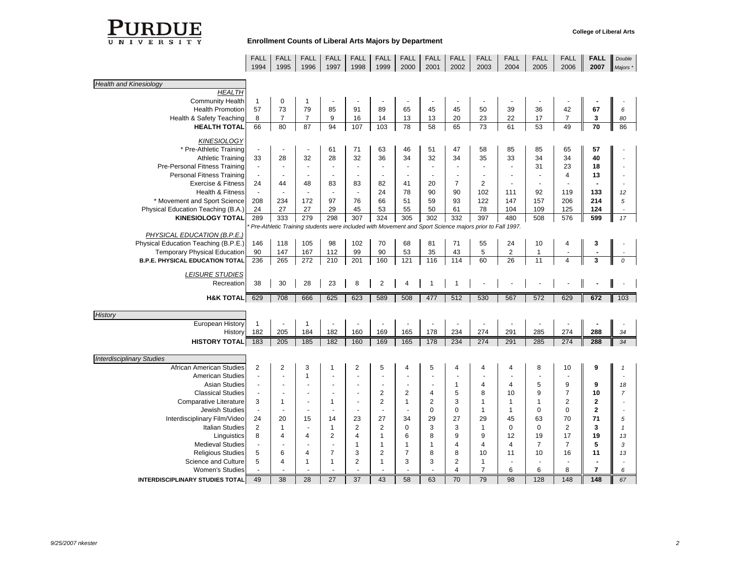**PURDUE UNIVERSITY**

**College of Liberal Arts**

## Enrollment Counts of Liberal Arts Majors by Department

| | FALL 1994 | FALL 1995 | FALL 1996 | FALL 1997 | FALL 1998 | FALL 1999 | FALL 2000 | FALL 2001 | FALL 2002 | FALL 2003 | FALL 2004 | FALL 2005 | FALL 2006 | **FALL 2007** | *Double Majors* * |
|---|---|---|---|---|---|---|---|---|---|---|---|---|---|---|---|
| *Health and Kinesiology* | | | | | | | | | | | | | | | |
| *HEALTH* | | | | | | | | | | | | | | | |
| Community Health | 1 | 0 | 1 | - | - | - | - | - | - | - | - | - | - | **-** | - |
| Health Promotion | 57 | 73 | 79 | 85 | 91 | 89 | 65 | 45 | 45 | 50 | 39 | 36 | 42 | **67** | *6* |
| Health & Safety Teaching | 8 | 7 | 7 | 9 | 16 | 14 | 13 | 13 | 20 | 23 | 22 | 17 | 7 | **3** | *80* |
| **HEALTH TOTAL** | 66 | 80 | 87 | 94 | 107 | 103 | 78 | 58 | 65 | 73 | 61 | 53 | 49 | **70** | 86 |
| *KINESIOLOGY* | | | | | | | | | | | | | | | |
| * Pre-Athletic Training | - | - | - | 61 | 71 | 63 | 46 | 51 | 47 | 58 | 85 | 85 | 65 | **57** | - |
| Athletic Training | 33 | 28 | 32 | 28 | 32 | 36 | 34 | 32 | 34 | 35 | 33 | 34 | 34 | **40** | - |
| Pre-Personal Fitness Training | - | - | - | - | - | - | - | - | - | - | - | 31 | 23 | **18** | - |
| Personal Fitness Training | - | - | - | - | - | - | - | - | - | - | - | - | 4 | **13** | - |
| Exercise & Fitness | 24 | 44 | 48 | 83 | 83 | 82 | 41 | 20 | 7 | 2 | - | - | - | **-** | - |
| Health & Fitness | - | - | - | - | - | 24 | 78 | 90 | 90 | 102 | 111 | 92 | 119 | **133** | *12* |
| * Movement and Sport Science | 208 | 234 | 172 | 97 | 76 | 66 | 51 | 59 | 93 | 122 | 147 | 157 | 206 | **214** | *5* |
| Physical Education Teaching (B.A.) | 24 | 27 | 27 | 29 | 45 | 53 | 55 | 50 | 61 | 78 | 104 | 109 | 125 | **124** | - |
| **KINESIOLOGY TOTAL** | 289 | 333 | 279 | 298 | 307 | 324 | 305 | 302 | 332 | 397 | 480 | 508 | 576 | **599** | *17* |
| *PHYSICAL EDUCATION (B.P.E.)* | | | | | | | | | | | | | | | |
| Physical Education Teaching (B.P.E.) | 146 | 118 | 105 | 98 | 102 | 70 | 68 | 81 | 71 | 55 | 24 | 10 | 4 | **3** | - |
| Temporary Physical Education | 90 | 147 | 167 | 112 | 99 | 90 | 53 | 35 | 43 | 5 | 2 | 1 | - | **-** | - |
| **B.P.E. PHYSICAL EDUCATION TOTAL** | 236 | 265 | 272 | 210 | 201 | 160 | 121 | 116 | 114 | 60 | 26 | 11 | 4 | **3** | *0* |
| *LEISURE STUDIES* | | | | | | | | | | | | | | | |
| Recreation | 38 | 30 | 28 | 23 | 8 | 2 | 4 | 1 | 1 | - | - | - | - | **-** | - |
| **H&K TOTAL** | 629 | 708 | 666 | 625 | 623 | 589 | 508 | 477 | 512 | 530 | 567 | 572 | 629 | **672** | 103 |
| *History* | | | | | | | | | | | | | | | |
| European History | 1 | - | 1 | - | - | - | - | - | - | - | - | - | - | **-** | - |
| History | 182 | 205 | 184 | 182 | 160 | 169 | 165 | 178 | 234 | 274 | 291 | 285 | 274 | **288** | *34* |
| **HISTORY TOTAL** | 183 | 205 | 185 | 182 | 160 | 169 | 165 | 178 | 234 | 274 | 291 | 285 | 274 | **288** | *34* |
| *Interdisciplinary Studies* | | | | | | | | | | | | | | | |
| African American Studies | 2 | 2 | 3 | 1 | 2 | 5 | 4 | 5 | 4 | 4 | 4 | 8 | 10 | **9** | *1* |
| American Studies | - | - | 1 | - | - | - | - | - | - | - | - | - | - | | - |
| Asian Studies | - | - | - | - | - | - | - | - | 1 | 4 | 4 | 5 | 9 | **9** | *18* |
| Classical Studies | - | - | - | - | - | 2 | 2 | 4 | 5 | 8 | 10 | 9 | 7 | **10** | *7* |
| Comparative Literature | 3 | 1 | - | 1 | - | 2 | 1 | 2 | 3 | 1 | 1 | 1 | 2 | **2** | - |
| Jewish Studies | - | - | - | - | - | - | - | 0 | 0 | 1 | 1 | 0 | 0 | **2** | - |
| Interdisciplinary Film/Video | 24 | 20 | 15 | 14 | 23 | 27 | 34 | 29 | 27 | 29 | 45 | 63 | 70 | **71** | *5* |
| Italian Studies | 2 | 1 | - | 1 | 2 | 2 | 0 | 3 | 3 | 1 | 0 | 0 | 2 | **3** | *1* |
| Linguistics | 8 | 4 | 4 | 2 | 4 | 1 | 6 | 8 | 9 | 9 | 12 | 19 | 17 | **19** | *13* |
| Medieval Studies | - | - | - | - | 1 | 1 | 1 | 1 | 4 | 4 | 4 | 7 | 7 | **5** | *3* |
| Religious Studies | 5 | 6 | 4 | 7 | 3 | 2 | 7 | 8 | 8 | 10 | 11 | 10 | 16 | **11** | *13* |
| Science and Culture | 5 | 4 | 1 | 1 | 2 | 1 | 3 | 3 | 2 | 1 | - | - | - | **-** | - |
| Women's Studies | - | - | - | - | - | - | - | - | 4 | 7 | 6 | 6 | 8 | **7** | *6* |
| **INTERDISCIPLINARY STUDIES TOTAL** | 49 | 38 | 28 | 27 | 37 | 43 | 58 | 63 | 70 | 79 | 98 | 128 | 148 | **148** | *67* |

*\* Pre-Athletic Training students were included with Movement and Sport Science majors prior to Fall 1997.*

*9/25/2007 nkester*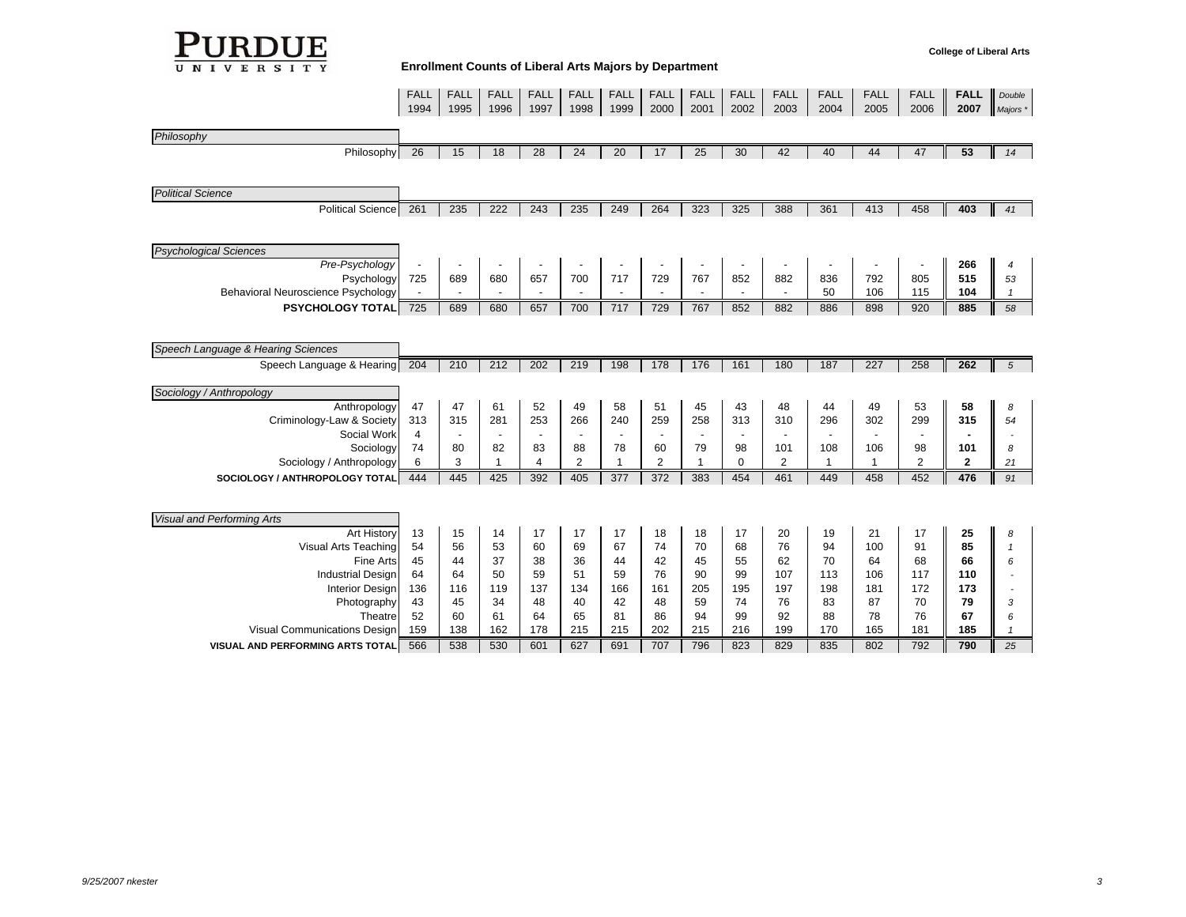# Enrollment Counts of Liberal Arts Majors by Department

College of Liberal Arts

| | FALL 1994 | FALL 1995 | FALL 1996 | FALL 1997 | FALL 1998 | FALL 1999 | FALL 2000 | FALL 2001 | FALL 2002 | FALL 2003 | FALL 2004 | FALL 2005 | FALL 2006 | **FALL 2007** | *Double Majors \** |
|---|---|---|---|---|---|---|---|---|---|---|---|---|---|---|---|
| *Philosophy* | | | | | | | | | | | | | | | |
| Philosophy | 26 | 15 | 18 | 28 | 24 | 20 | 17 | 25 | 30 | 42 | 40 | 44 | 47 | **53** | *14* |
| *Political Science* | | | | | | | | | | | | | | | |
| Political Science | 261 | 235 | 222 | 243 | 235 | 249 | 264 | 323 | 325 | 388 | 361 | 413 | 458 | **403** | *41* |
| *Psychological Sciences* | | | | | | | | | | | | | | | |
| *Pre-Psychology* | - | - | - | - | - | - | - | - | - | - | - | - | - | **266** | *4* |
| Psychology | 725 | 689 | 680 | 657 | 700 | 717 | 729 | 767 | 852 | 882 | 836 | 792 | 805 | **515** | *53* |
| Behavioral Neuroscience Psychology | - | - | - | - | - | - | - | - | - | - | 50 | 106 | 115 | **104** | *1* |
| **PSYCHOLOGY TOTAL** | 725 | 689 | 680 | 657 | 700 | 717 | 729 | 767 | 852 | 882 | 886 | 898 | 920 | **885** | *58* |
| *Speech Language & Hearing Sciences* | | | | | | | | | | | | | | | |
| Speech Language & Hearing | 204 | 210 | 212 | 202 | 219 | 198 | 178 | 176 | 161 | 180 | 187 | 227 | 258 | **262** | *5* |
| *Sociology / Anthropology* | | | | | | | | | | | | | | | |
| Anthropology | 47 | 47 | 61 | 52 | 49 | 58 | 51 | 45 | 43 | 48 | 44 | 49 | 53 | **58** | *8* |
| Criminology-Law & Society | 313 | 315 | 281 | 253 | 266 | 240 | 259 | 258 | 313 | 310 | 296 | 302 | 299 | **315** | *54* |
| Social Work | 4 | - | - | - | - | - | - | - | - | - | - | - | - | **-** | *-* |
| Sociology | 74 | 80 | 82 | 83 | 88 | 78 | 60 | 79 | 98 | 101 | 108 | 106 | 98 | **101** | *8* |
| Sociology / Anthropology | 6 | 3 | 1 | 4 | 2 | 1 | 2 | 1 | 0 | 2 | 1 | 1 | 2 | **2** | *21* |
| **SOCIOLOGY / ANTHROPOLOGY TOTAL** | 444 | 445 | 425 | 392 | 405 | 377 | 372 | 383 | 454 | 461 | 449 | 458 | 452 | **476** | *91* |
| *Visual and Performing Arts* | | | | | | | | | | | | | | | |
| Art History | 13 | 15 | 14 | 17 | 17 | 17 | 18 | 18 | 17 | 20 | 19 | 21 | 17 | **25** | *8* |
| Visual Arts Teaching | 54 | 56 | 53 | 60 | 69 | 67 | 74 | 70 | 68 | 76 | 94 | 100 | 91 | **85** | *1* |
| Fine Arts | 45 | 44 | 37 | 38 | 36 | 44 | 42 | 45 | 55 | 62 | 70 | 64 | 68 | **66** | *6* |
| Industrial Design | 64 | 64 | 50 | 59 | 51 | 59 | 76 | 90 | 99 | 107 | 113 | 106 | 117 | **110** | *-* |
| Interior Design | 136 | 116 | 119 | 137 | 134 | 166 | 161 | 205 | 195 | 197 | 198 | 181 | 172 | **173** | *-* |
| Photography | 43 | 45 | 34 | 48 | 40 | 42 | 48 | 59 | 74 | 76 | 83 | 87 | 70 | **79** | *3* |
| Theatre | 52 | 60 | 61 | 64 | 65 | 81 | 86 | 94 | 99 | 92 | 88 | 78 | 76 | **67** | *6* |
| Visual Communications Design | 159 | 138 | 162 | 178 | 215 | 215 | 202 | 215 | 216 | 199 | 170 | 165 | 181 | **185** | *1* |
| **VISUAL AND PERFORMING ARTS TOTAL** | 566 | 538 | 530 | 601 | 627 | 691 | 707 | 796 | 823 | 829 | 835 | 802 | 792 | **790** | *25* |

*9/25/2007 nkester*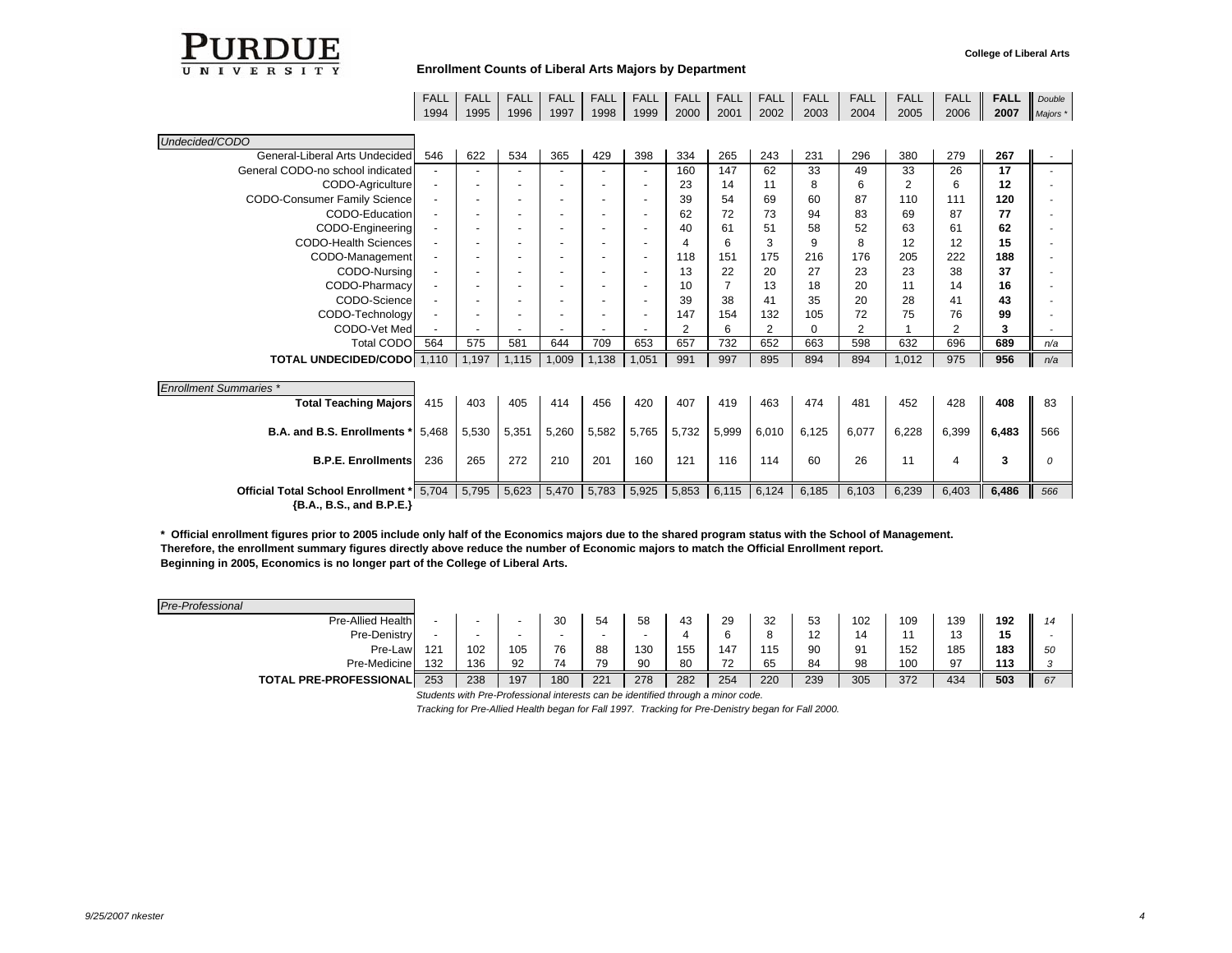PURDUE UNIVERSITY

College of Liberal Arts

## Enrollment Counts of Liberal Arts Majors by Department

| | FALL 1994 | FALL 1995 | FALL 1996 | FALL 1997 | FALL 1998 | FALL 1999 | FALL 2000 | FALL 2001 | FALL 2002 | FALL 2003 | FALL 2004 | FALL 2005 | FALL 2006 | **FALL 2007** | *Double Majors \** |
|---|---|---|---|---|---|---|---|---|---|---|---|---|---|---|---|
| *Undecided/CODO* | | | | | | | | | | | | | | | |
| General-Liberal Arts Undecided | 546 | 622 | 534 | 365 | 429 | 398 | 334 | 265 | 243 | 231 | 296 | 380 | 279 | **267** | - |
| General CODO-no school indicated | - | - | - | - | - | - | 160 | 147 | 62 | 33 | 49 | 33 | 26 | **17** | - |
| CODO-Agriculture | - | - | - | - | - | - | 23 | 14 | 11 | 8 | 6 | 2 | 6 | **12** | - |
| CODO-Consumer Family Science | - | - | - | - | - | - | 39 | 54 | 69 | 60 | 87 | 110 | 111 | **120** | - |
| CODO-Education | - | - | - | - | - | - | 62 | 72 | 73 | 94 | 83 | 69 | 87 | **77** | - |
| CODO-Engineering | - | - | - | - | - | - | 40 | 61 | 51 | 58 | 52 | 63 | 61 | **62** | - |
| CODO-Health Sciences | - | - | - | - | - | - | 4 | 6 | 3 | 9 | 8 | 12 | 12 | **15** | - |
| CODO-Management | - | - | - | - | - | - | 118 | 151 | 175 | 216 | 176 | 205 | 222 | **188** | - |
| CODO-Nursing | - | - | - | - | - | - | 13 | 22 | 20 | 27 | 23 | 23 | 38 | **37** | - |
| CODO-Pharmacy | - | - | - | - | - | - | 10 | 7 | 13 | 18 | 20 | 11 | 14 | **16** | - |
| CODO-Science | - | - | - | - | - | - | 39 | 38 | 41 | 35 | 20 | 28 | 41 | **43** | - |
| CODO-Technology | - | - | - | - | - | - | 147 | 154 | 132 | 105 | 72 | 75 | 76 | **99** | - |
| CODO-Vet Med | - | - | - | - | - | - | 2 | 6 | 2 | 0 | 2 | 1 | 2 | **3** | - |
| Total CODO | 564 | 575 | 581 | 644 | 709 | 653 | 657 | 732 | 652 | 663 | 598 | 632 | 696 | **689** | *n/a* |
| **TOTAL UNDECIDED/CODO** | 1,110 | 1,197 | 1,115 | 1,009 | 1,138 | 1,051 | 991 | 997 | 895 | 894 | 894 | 1,012 | 975 | **956** | *n/a* |
| *Enrollment Summaries \** | | | | | | | | | | | | | | | |
| **Total Teaching Majors** | 415 | 403 | 405 | 414 | 456 | 420 | 407 | 419 | 463 | 474 | 481 | 452 | 428 | **408** | 83 |
| **B.A. and B.S. Enrollments \*** | 5,468 | 5,530 | 5,351 | 5,260 | 5,582 | 5,765 | 5,732 | 5,999 | 6,010 | 6,125 | 6,077 | 6,228 | 6,399 | **6,483** | 566 |
| **B.P.E. Enrollments** | 236 | 265 | 272 | 210 | 201 | 160 | 121 | 116 | 114 | 60 | 26 | 11 | 4 | **3** | *0* |
| **Official Total School Enrollment \* {B.A., B.S., and B.P.E.}** | 5,704 | 5,795 | 5,623 | 5,470 | 5,783 | 5,925 | 5,853 | 6,115 | 6,124 | 6,185 | 6,103 | 6,239 | 6,403 | **6,486** | *566* |

**\* Official enrollment figures prior to 2005 include only half of the Economics majors due to the shared program status with the School of Management. Therefore, the enrollment summary figures directly above reduce the number of Economic majors to match the Official Enrollment report. Beginning in 2005, Economics is no longer part of the College of Liberal Arts.**

| | FALL 1994 | FALL 1995 | FALL 1996 | FALL 1997 | FALL 1998 | FALL 1999 | FALL 2000 | FALL 2001 | FALL 2002 | FALL 2003 | FALL 2004 | FALL 2005 | FALL 2006 | **FALL 2007** | *Double Majors \** |
|---|---|---|---|---|---|---|---|---|---|---|---|---|---|---|---|
| *Pre-Professional* | | | | | | | | | | | | | | | |
| Pre-Allied Health | - | - | - | 30 | 54 | 58 | 43 | 29 | 32 | 53 | 102 | 109 | 139 | **192** | *14* |
| Pre-Denistry | - | - | - | - | - | - | 4 | 6 | 8 | 12 | 14 | 11 | 13 | **15** | - |
| Pre-Law | 121 | 102 | 105 | 76 | 88 | 130 | 155 | 147 | 115 | 90 | 91 | 152 | 185 | **183** | *50* |
| Pre-Medicine | 132 | 136 | 92 | 74 | 79 | 90 | 80 | 72 | 65 | 84 | 98 | 100 | 97 | **113** | *3* |
| **TOTAL PRE-PROFESSIONAL** | 253 | 238 | 197 | 180 | 221 | 278 | 282 | 254 | 220 | 239 | 305 | 372 | 434 | **503** | *67* |

*Students with Pre-Professional interests can be identified through a minor code.*

*Tracking for Pre-Allied Health began for Fall 1997. Tracking for Pre-Denistry began for Fall 2000.*

*9/25/2007 nkester*